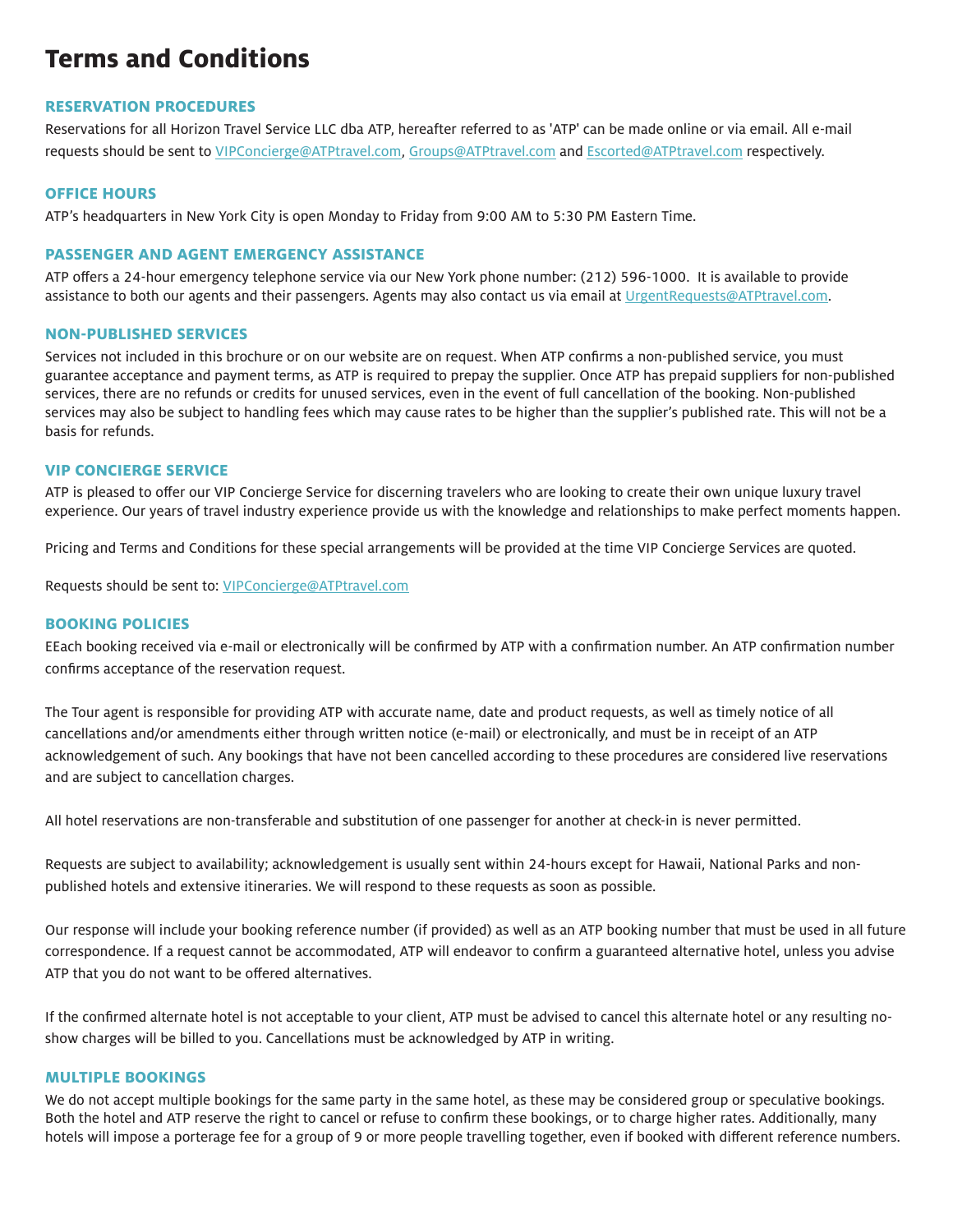# Terms and Conditions

## RESERVATION PROCEDURES

Reservations for all Horizon Travel Service LLC dba ATP, hereafter referred to as 'ATP' can be made online or via email. All e-mail requests should be sent to VIPConcierge@ATPtravel.com, Groups@ATPtravel.com and Escorted@ATPtravel.com respectively.

## OFFICE HOURS

ATP's headquarters in New York City is open Monday to Friday from 9:00 AM to 5:30 PM Eastern Time.

## PASSENGER AND AGENT EMERGENCY ASSISTANCE

ATP offers a 24-hour emergency telephone service via our New York phone number: (212) 596-1000. It is available to provide assistance to both our agents and their passengers. Agents may also contact us via email at UrgentRequests@ATPtravel.com.

## NON-PUBLISHED SERVICES

Services not included in this brochure or on our website are on request. When ATP confirms a non-published service, you must guarantee acceptance and payment terms, as ATP is required to prepay the supplier. Once ATP has prepaid suppliers for non-published services, there are no refunds or credits for unused services, even in the event of full cancellation of the booking. Non-published services may also be subject to handling fees which may cause rates to be higher than the supplier's published rate. This will not be a basis for refunds.

## VIP CONCIERGE SERVICE

ATP is pleased to offer our VIP Concierge Service for discerning travelers who are looking to create their own unique luxury travel experience. Our years of travel industry experience provide us with the knowledge and relationships to make perfect moments happen.

Pricing and Terms and Conditions for these special arrangements will be provided at the time VIP Concierge Services are quoted.

Requests should be sent to: VIPConcierge@ATPtravel.com

## BOOKING POLICIES

EEach booking received via e-mail or electronically will be confirmed by ATP with a confirmation number. An ATP confirmation number confirms acceptance of the reservation request.

The Tour agent is responsible for providing ATP with accurate name, date and product requests, as well as timely notice of all cancellations and/or amendments either through written notice (e-mail) or electronically, and must be in receipt of an ATP acknowledgement of such. Any bookings that have not been cancelled according to these procedures are considered live reservations and are subject to cancellation charges.

All hotel reservations are non-transferable and substitution of one passenger for another at check-in is never permitted.

Requests are subject to availability; acknowledgement is usually sent within 24-hours except for Hawaii, National Parks and non-published hotels and extensive itineraries. We will respond to these requests as soon as possible.

Our response will include your booking reference number (if provided) as well as an ATP booking number that must be used in all future correspondence. If a request cannot be accommodated, ATP will endeavor to confirm a guaranteed alternative hotel, unless you advise ATP that you do not want to be offered alternatives.

If the confirmed alternate hotel is not acceptable to your client, ATP must be advised to cancel this alternate hotel or any resulting no-show charges will be billed to you. Cancellations must be acknowledged by ATP in writing.

## MULTIPLE BOOKINGS

We do not accept multiple bookings for the same party in the same hotel, as these may be considered group or speculative bookings. Both the hotel and ATP reserve the right to cancel or refuse to confirm these bookings, or to charge higher rates. Additionally, many hotels will impose a porterage fee for a group of 9 or more people travelling together, even if booked with different reference numbers.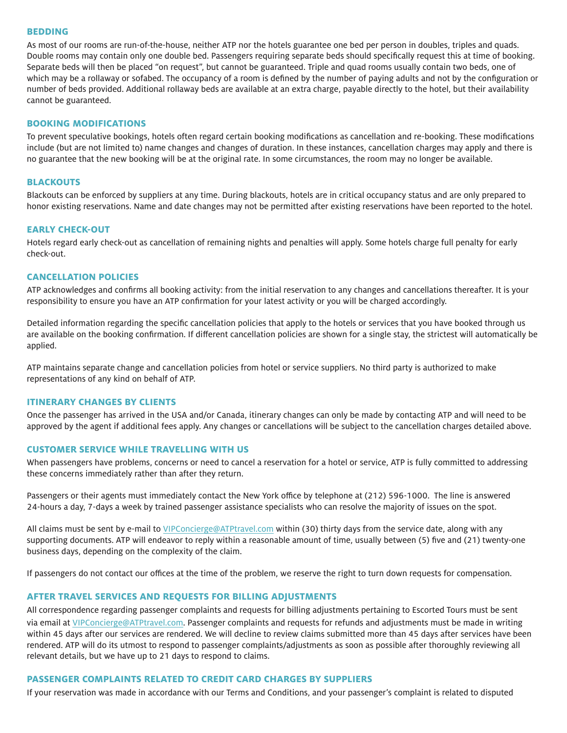## BEDDING

As most of our rooms are run-of-the-house, neither ATP nor the hotels guarantee one bed per person in doubles, triples and quads. Double rooms may contain only one double bed. Passengers requiring separate beds should specifically request this at time of booking. Separate beds will then be placed "on request", but cannot be guaranteed. Triple and quad rooms usually contain two beds, one of which may be a rollaway or sofabed. The occupancy of a room is defined by the number of paying adults and not by the configuration or number of beds provided. Additional rollaway beds are available at an extra charge, payable directly to the hotel, but their availability cannot be guaranteed.

## BOOKING MODIFICATIONS

To prevent speculative bookings, hotels often regard certain booking modifications as cancellation and re-booking. These modifications include (but are not limited to) name changes and changes of duration. In these instances, cancellation charges may apply and there is no guarantee that the new booking will be at the original rate. In some circumstances, the room may no longer be available.

## BLACKOUTS

Blackouts can be enforced by suppliers at any time. During blackouts, hotels are in critical occupancy status and are only prepared to honor existing reservations. Name and date changes may not be permitted after existing reservations have been reported to the hotel.

## EARLY CHECK-OUT

Hotels regard early check-out as cancellation of remaining nights and penalties will apply. Some hotels charge full penalty for early check-out.

## CANCELLATION POLICIES

ATP acknowledges and confirms all booking activity: from the initial reservation to any changes and cancellations thereafter. It is your responsibility to ensure you have an ATP confirmation for your latest activity or you will be charged accordingly.

Detailed information regarding the specific cancellation policies that apply to the hotels or services that you have booked through us are available on the booking confirmation. If different cancellation policies are shown for a single stay, the strictest will automatically be applied.

ATP maintains separate change and cancellation policies from hotel or service suppliers. No third party is authorized to make representations of any kind on behalf of ATP.

## ITINERARY CHANGES BY CLIENTS

Once the passenger has arrived in the USA and/or Canada, itinerary changes can only be made by contacting ATP and will need to be approved by the agent if additional fees apply. Any changes or cancellations will be subject to the cancellation charges detailed above.

## CUSTOMER SERVICE WHILE TRAVELLING WITH US

When passengers have problems, concerns or need to cancel a reservation for a hotel or service, ATP is fully committed to addressing these concerns immediately rather than after they return.

Passengers or their agents must immediately contact the New York office by telephone at (212) 596-1000. The line is answered 24-hours a day, 7-days a week by trained passenger assistance specialists who can resolve the majority of issues on the spot.

All claims must be sent by e-mail to VIPConcierge@ATPtravel.com within (30) thirty days from the service date, along with any supporting documents. ATP will endeavor to reply within a reasonable amount of time, usually between (5) five and (21) twenty-one business days, depending on the complexity of the claim.

If passengers do not contact our offices at the time of the problem, we reserve the right to turn down requests for compensation.

## AFTER TRAVEL SERVICES AND REQUESTS FOR BILLING ADJUSTMENTS

All correspondence regarding passenger complaints and requests for billing adjustments pertaining to Escorted Tours must be sent via email at VIPConcierge@ATPtravel.com. Passenger complaints and requests for refunds and adjustments must be made in writing within 45 days after our services are rendered. We will decline to review claims submitted more than 45 days after services have been rendered. ATP will do its utmost to respond to passenger complaints/adjustments as soon as possible after thoroughly reviewing all relevant details, but we have up to 21 days to respond to claims.

## PASSENGER COMPLAINTS RELATED TO CREDIT CARD CHARGES BY SUPPLIERS

If your reservation was made in accordance with our Terms and Conditions, and your passenger's complaint is related to disputed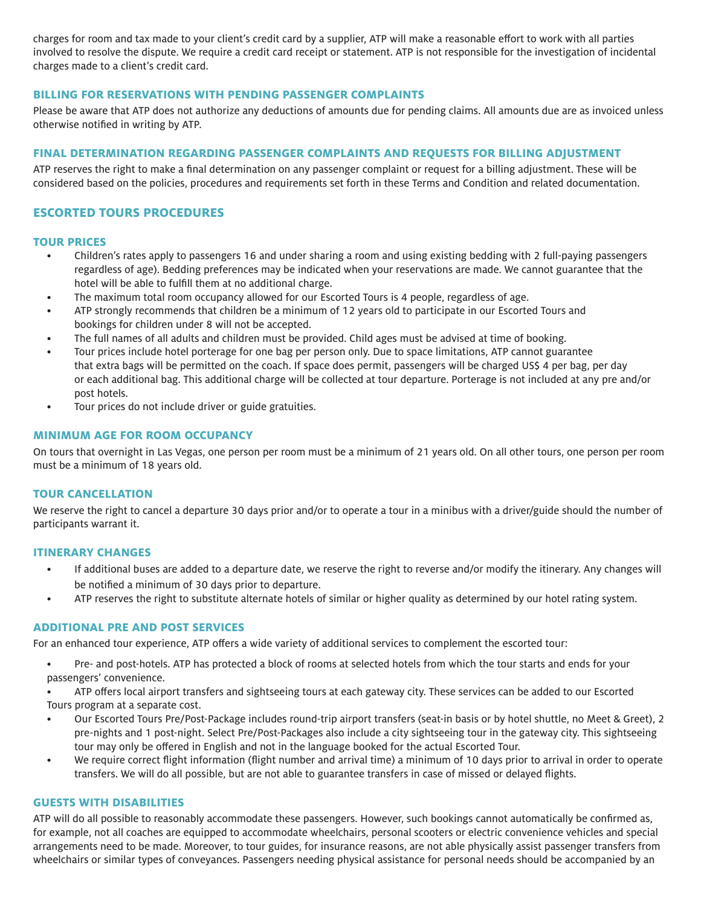charges for room and tax made to your client's credit card by a supplier, ATP will make a reasonable effort to work with all parties involved to resolve the dispute. We require a credit card receipt or statement. ATP is not responsible for the investigation of incidental charges made to a client's credit card.

### BILLING FOR RESERVATIONS WITH PENDING PASSENGER COMPLAINTS

Please be aware that ATP does not authorize any deductions of amounts due for pending claims. All amounts due are as invoiced unless otherwise notified in writing by ATP.

### FINAL DETERMINATION REGARDING PASSENGER COMPLAINTS AND REQUESTS FOR BILLING ADJUSTMENT

ATP reserves the right to make a final determination on any passenger complaint or request for a billing adjustment. These will be considered based on the policies, procedures and requirements set forth in these Terms and Condition and related documentation.

## ESCORTED TOURS PROCEDURES

### TOUR PRICES

- Children's rates apply to passengers 16 and under sharing a room and using existing bedding with 2 full-paying passengers regardless of age). Bedding preferences may be indicated when your reservations are made. We cannot guarantee that the hotel will be able to fulfill them at no additional charge.
- The maximum total room occupancy allowed for our Escorted Tours is 4 people, regardless of age.
- ATP strongly recommends that children be a minimum of 12 years old to participate in our Escorted Tours and bookings for children under 8 will not be accepted.
- The full names of all adults and children must be provided. Child ages must be advised at time of booking.
- Tour prices include hotel porterage for one bag per person only. Due to space limitations, ATP cannot guarantee that extra bags will be permitted on the coach. If space does permit, passengers will be charged US$ 4 per bag, per day or each additional bag. This additional charge will be collected at tour departure. Porterage is not included at any pre and/or post hotels.
- Tour prices do not include driver or guide gratuities.

### MINIMUM AGE FOR ROOM OCCUPANCY

On tours that overnight in Las Vegas, one person per room must be a minimum of 21 years old. On all other tours, one person per room must be a minimum of 18 years old.

### TOUR CANCELLATION

We reserve the right to cancel a departure 30 days prior and/or to operate a tour in a minibus with a driver/guide should the number of participants warrant it.

### ITINERARY CHANGES

- If additional buses are added to a departure date, we reserve the right to reverse and/or modify the itinerary. Any changes will be notified a minimum of 30 days prior to departure.
- ATP reserves the right to substitute alternate hotels of similar or higher quality as determined by our hotel rating system.

### ADDITIONAL PRE AND POST SERVICES

For an enhanced tour experience, ATP offers a wide variety of additional services to complement the escorted tour:

- Pre- and post-hotels. ATP has protected a block of rooms at selected hotels from which the tour starts and ends for your passengers' convenience.
- ATP offers local airport transfers and sightseeing tours at each gateway city. These services can be added to our Escorted Tours program at a separate cost.
- Our Escorted Tours Pre/Post-Package includes round-trip airport transfers (seat-in basis or by hotel shuttle, no Meet & Greet), 2 pre-nights and 1 post-night. Select Pre/Post-Packages also include a city sightseeing tour in the gateway city. This sightseeing tour may only be offered in English and not in the language booked for the actual Escorted Tour.
- We require correct flight information (flight number and arrival time) a minimum of 10 days prior to arrival in order to operate transfers. We will do all possible, but are not able to guarantee transfers in case of missed or delayed flights.

### GUESTS WITH DISABILITIES

ATP will do all possible to reasonably accommodate these passengers. However, such bookings cannot automatically be confirmed as, for example, not all coaches are equipped to accommodate wheelchairs, personal scooters or electric convenience vehicles and special arrangements need to be made. Moreover, to tour guides, for insurance reasons, are not able physically assist passenger transfers from wheelchairs or similar types of conveyances. Passengers needing physical assistance for personal needs should be accompanied by an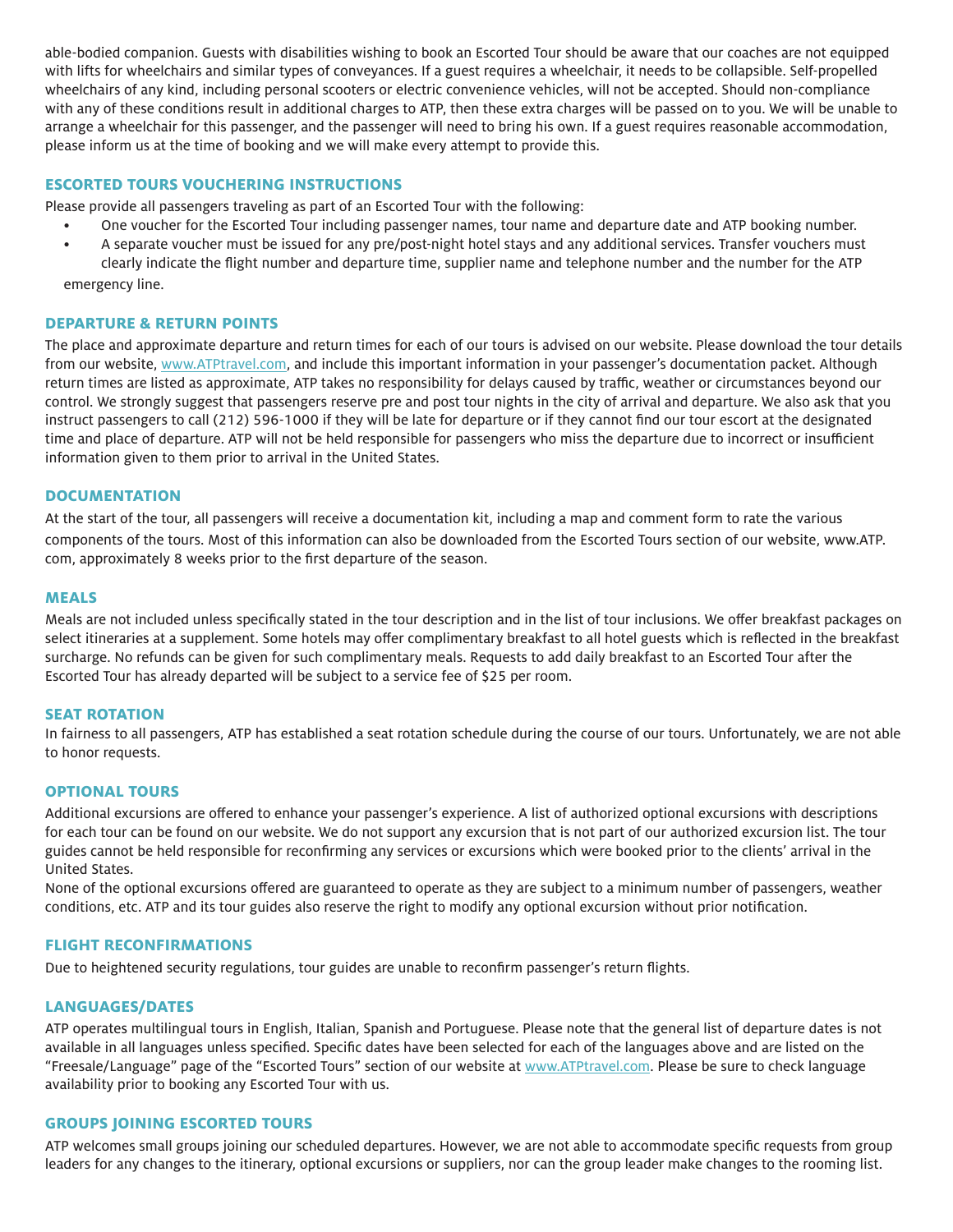able-bodied companion. Guests with disabilities wishing to book an Escorted Tour should be aware that our coaches are not equipped with lifts for wheelchairs and similar types of conveyances. If a guest requires a wheelchair, it needs to be collapsible. Self-propelled wheelchairs of any kind, including personal scooters or electric convenience vehicles, will not be accepted. Should non-compliance with any of these conditions result in additional charges to ATP, then these extra charges will be passed on to you. We will be unable to arrange a wheelchair for this passenger, and the passenger will need to bring his own. If a guest requires reasonable accommodation, please inform us at the time of booking and we will make every attempt to provide this.

## ESCORTED TOURS VOUCHERING INSTRUCTIONS

Please provide all passengers traveling as part of an Escorted Tour with the following:

- One voucher for the Escorted Tour including passenger names, tour name and departure date and ATP booking number.
- A separate voucher must be issued for any pre/post-night hotel stays and any additional services. Transfer vouchers must clearly indicate the flight number and departure time, supplier name and telephone number and the number for the ATP emergency line.

## DEPARTURE & RETURN POINTS

The place and approximate departure and return times for each of our tours is advised on our website. Please download the tour details from our website, www.ATPtravel.com, and include this important information in your passenger's documentation packet. Although return times are listed as approximate, ATP takes no responsibility for delays caused by traffic, weather or circumstances beyond our control. We strongly suggest that passengers reserve pre and post tour nights in the city of arrival and departure. We also ask that you instruct passengers to call (212) 596-1000 if they will be late for departure or if they cannot find our tour escort at the designated time and place of departure. ATP will not be held responsible for passengers who miss the departure due to incorrect or insufficient information given to them prior to arrival in the United States.

## DOCUMENTATION

At the start of the tour, all passengers will receive a documentation kit, including a map and comment form to rate the various components of the tours. Most of this information can also be downloaded from the Escorted Tours section of our website, www.ATP.com, approximately 8 weeks prior to the first departure of the season.

## MEALS

Meals are not included unless specifically stated in the tour description and in the list of tour inclusions. We offer breakfast packages on select itineraries at a supplement. Some hotels may offer complimentary breakfast to all hotel guests which is reflected in the breakfast surcharge. No refunds can be given for such complimentary meals. Requests to add daily breakfast to an Escorted Tour after the Escorted Tour has already departed will be subject to a service fee of $25 per room.

## SEAT ROTATION

In fairness to all passengers, ATP has established a seat rotation schedule during the course of our tours. Unfortunately, we are not able to honor requests.

## OPTIONAL TOURS

Additional excursions are offered to enhance your passenger's experience. A list of authorized optional excursions with descriptions for each tour can be found on our website. We do not support any excursion that is not part of our authorized excursion list. The tour guides cannot be held responsible for reconfirming any services or excursions which were booked prior to the clients' arrival in the United States.

None of the optional excursions offered are guaranteed to operate as they are subject to a minimum number of passengers, weather conditions, etc. ATP and its tour guides also reserve the right to modify any optional excursion without prior notification.

## FLIGHT RECONFIRMATIONS

Due to heightened security regulations, tour guides are unable to reconfirm passenger's return flights.

## LANGUAGES/DATES

ATP operates multilingual tours in English, Italian, Spanish and Portuguese. Please note that the general list of departure dates is not available in all languages unless specified. Specific dates have been selected for each of the languages above and are listed on the "Freesale/Language" page of the "Escorted Tours" section of our website at www.ATPtravel.com. Please be sure to check language availability prior to booking any Escorted Tour with us.

## GROUPS JOINING ESCORTED TOURS

ATP welcomes small groups joining our scheduled departures. However, we are not able to accommodate specific requests from group leaders for any changes to the itinerary, optional excursions or suppliers, nor can the group leader make changes to the rooming list.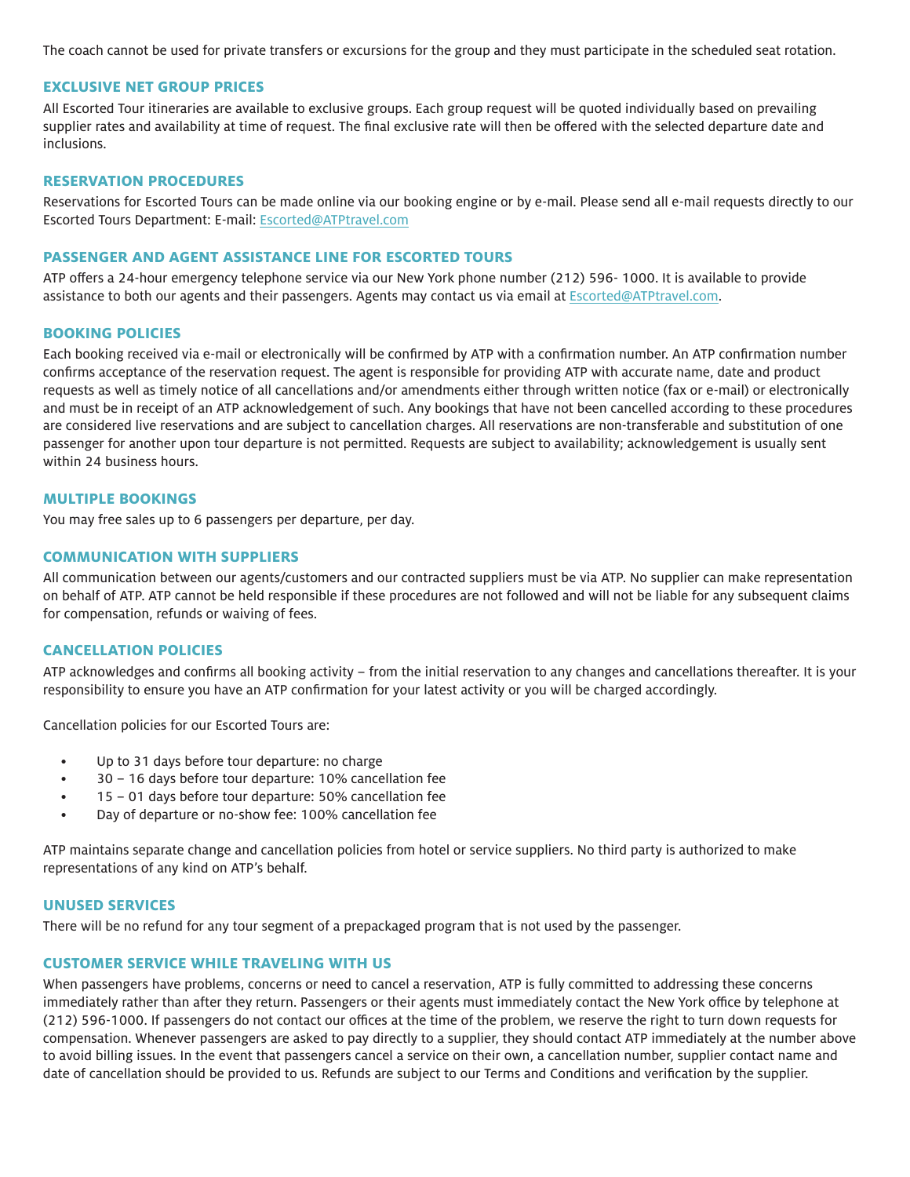The coach cannot be used for private transfers or excursions for the group and they must participate in the scheduled seat rotation.

## EXCLUSIVE NET GROUP PRICES

All Escorted Tour itineraries are available to exclusive groups. Each group request will be quoted individually based on prevailing supplier rates and availability at time of request. The final exclusive rate will then be offered with the selected departure date and inclusions.

## RESERVATION PROCEDURES

Reservations for Escorted Tours can be made online via our booking engine or by e-mail. Please send all e-mail requests directly to our Escorted Tours Department: E-mail: Escorted@ATPtravel.com

## PASSENGER AND AGENT ASSISTANCE LINE FOR ESCORTED TOURS

ATP offers a 24-hour emergency telephone service via our New York phone number (212) 596- 1000. It is available to provide assistance to both our agents and their passengers. Agents may contact us via email at Escorted@ATPtravel.com.

## BOOKING POLICIES

Each booking received via e-mail or electronically will be confirmed by ATP with a confirmation number. An ATP confirmation number confirms acceptance of the reservation request. The agent is responsible for providing ATP with accurate name, date and product requests as well as timely notice of all cancellations and/or amendments either through written notice (fax or e-mail) or electronically and must be in receipt of an ATP acknowledgement of such. Any bookings that have not been cancelled according to these procedures are considered live reservations and are subject to cancellation charges. All reservations are non-transferable and substitution of one passenger for another upon tour departure is not permitted. Requests are subject to availability; acknowledgement is usually sent within 24 business hours.

## MULTIPLE BOOKINGS

You may free sales up to 6 passengers per departure, per day.

## COMMUNICATION WITH SUPPLIERS

All communication between our agents/customers and our contracted suppliers must be via ATP. No supplier can make representation on behalf of ATP. ATP cannot be held responsible if these procedures are not followed and will not be liable for any subsequent claims for compensation, refunds or waiving of fees.

## CANCELLATION POLICIES

ATP acknowledges and confirms all booking activity – from the initial reservation to any changes and cancellations thereafter. It is your responsibility to ensure you have an ATP confirmation for your latest activity or you will be charged accordingly.

Cancellation policies for our Escorted Tours are:

- Up to 31 days before tour departure: no charge
- 30 – 16 days before tour departure: 10% cancellation fee
- 15 – 01 days before tour departure: 50% cancellation fee
- Day of departure or no-show fee: 100% cancellation fee

ATP maintains separate change and cancellation policies from hotel or service suppliers. No third party is authorized to make representations of any kind on ATP's behalf.

## UNUSED SERVICES

There will be no refund for any tour segment of a prepackaged program that is not used by the passenger.

## CUSTOMER SERVICE WHILE TRAVELING WITH US

When passengers have problems, concerns or need to cancel a reservation, ATP is fully committed to addressing these concerns immediately rather than after they return. Passengers or their agents must immediately contact the New York office by telephone at (212) 596-1000. If passengers do not contact our offices at the time of the problem, we reserve the right to turn down requests for compensation. Whenever passengers are asked to pay directly to a supplier, they should contact ATP immediately at the number above to avoid billing issues. In the event that passengers cancel a service on their own, a cancellation number, supplier contact name and date of cancellation should be provided to us. Refunds are subject to our Terms and Conditions and verification by the supplier.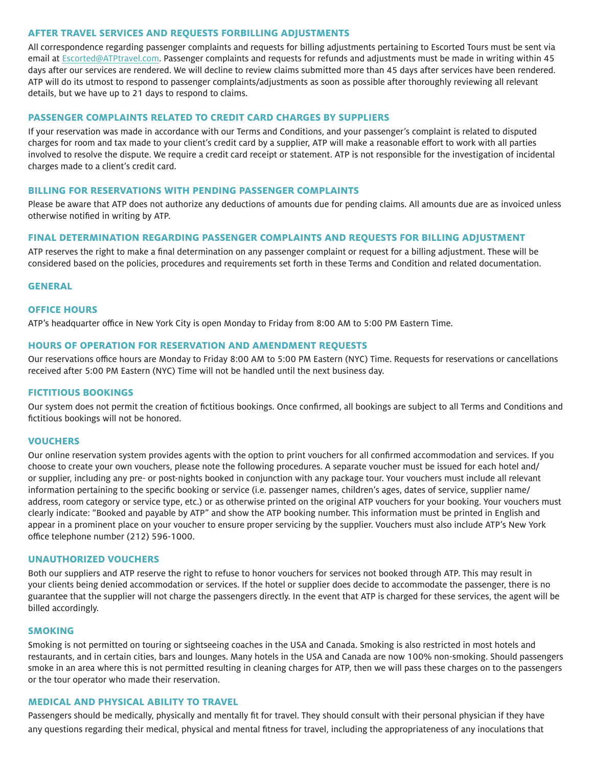## AFTER TRAVEL SERVICES AND REQUESTS FORBILLING ADJUSTMENTS

All correspondence regarding passenger complaints and requests for billing adjustments pertaining to Escorted Tours must be sent via email at Escorted@ATPtravel.com. Passenger complaints and requests for refunds and adjustments must be made in writing within 45 days after our services are rendered. We will decline to review claims submitted more than 45 days after services have been rendered. ATP will do its utmost to respond to passenger complaints/adjustments as soon as possible after thoroughly reviewing all relevant details, but we have up to 21 days to respond to claims.

## PASSENGER COMPLAINTS RELATED TO CREDIT CARD CHARGES BY SUPPLIERS

If your reservation was made in accordance with our Terms and Conditions, and your passenger's complaint is related to disputed charges for room and tax made to your client's credit card by a supplier, ATP will make a reasonable effort to work with all parties involved to resolve the dispute. We require a credit card receipt or statement. ATP is not responsible for the investigation of incidental charges made to a client's credit card.

## BILLING FOR RESERVATIONS WITH PENDING PASSENGER COMPLAINTS

Please be aware that ATP does not authorize any deductions of amounts due for pending claims. All amounts due are as invoiced unless otherwise notified in writing by ATP.

## FINAL DETERMINATION REGARDING PASSENGER COMPLAINTS AND REQUESTS FOR BILLING ADJUSTMENT

ATP reserves the right to make a final determination on any passenger complaint or request for a billing adjustment. These will be considered based on the policies, procedures and requirements set forth in these Terms and Condition and related documentation.

## GENERAL

## OFFICE HOURS

ATP's headquarter office in New York City is open Monday to Friday from 8:00 AM to 5:00 PM Eastern Time.

## HOURS OF OPERATION FOR RESERVATION AND AMENDMENT REQUESTS

Our reservations office hours are Monday to Friday 8:00 AM to 5:00 PM Eastern (NYC) Time. Requests for reservations or cancellations received after 5:00 PM Eastern (NYC) Time will not be handled until the next business day.

## FICTITIOUS BOOKINGS

Our system does not permit the creation of fictitious bookings. Once confirmed, all bookings are subject to all Terms and Conditions and fictitious bookings will not be honored.

## VOUCHERS

Our online reservation system provides agents with the option to print vouchers for all confirmed accommodation and services. If you choose to create your own vouchers, please note the following procedures. A separate voucher must be issued for each hotel and/or supplier, including any pre- or post-nights booked in conjunction with any package tour. Your vouchers must include all relevant information pertaining to the specific booking or service (i.e. passenger names, children's ages, dates of service, supplier name/address, room category or service type, etc.) or as otherwise printed on the original ATP vouchers for your booking. Your vouchers must clearly indicate: "Booked and payable by ATP" and show the ATP booking number. This information must be printed in English and appear in a prominent place on your voucher to ensure proper servicing by the supplier. Vouchers must also include ATP's New York office telephone number (212) 596-1000.

## UNAUTHORIZED VOUCHERS

Both our suppliers and ATP reserve the right to refuse to honor vouchers for services not booked through ATP. This may result in your clients being denied accommodation or services. If the hotel or supplier does decide to accommodate the passenger, there is no guarantee that the supplier will not charge the passengers directly. In the event that ATP is charged for these services, the agent will be billed accordingly.

## SMOKING

Smoking is not permitted on touring or sightseeing coaches in the USA and Canada. Smoking is also restricted in most hotels and restaurants, and in certain cities, bars and lounges. Many hotels in the USA and Canada are now 100% non-smoking. Should passengers smoke in an area where this is not permitted resulting in cleaning charges for ATP, then we will pass these charges on to the passengers or the tour operator who made their reservation.

## MEDICAL AND PHYSICAL ABILITY TO TRAVEL

Passengers should be medically, physically and mentally fit for travel. They should consult with their personal physician if they have any questions regarding their medical, physical and mental fitness for travel, including the appropriateness of any inoculations that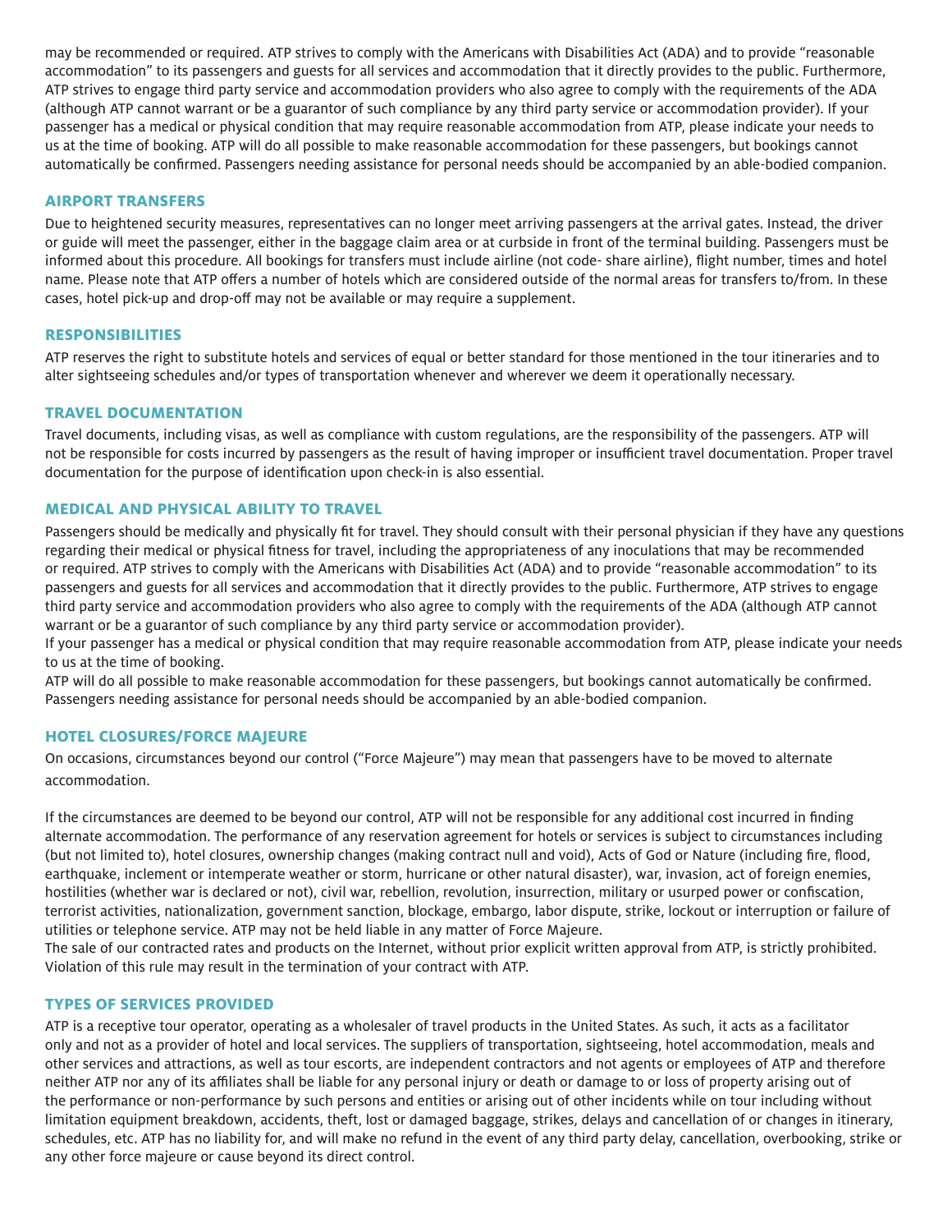may be recommended or required. ATP strives to comply with the Americans with Disabilities Act (ADA) and to provide "reasonable accommodation" to its passengers and guests for all services and accommodation that it directly provides to the public. Furthermore, ATP strives to engage third party service and accommodation providers who also agree to comply with the requirements of the ADA (although ATP cannot warrant or be a guarantor of such compliance by any third party service or accommodation provider). If your passenger has a medical or physical condition that may require reasonable accommodation from ATP, please indicate your needs to us at the time of booking. ATP will do all possible to make reasonable accommodation for these passengers, but bookings cannot automatically be confirmed. Passengers needing assistance for personal needs should be accompanied by an able-bodied companion.

## AIRPORT TRANSFERS

Due to heightened security measures, representatives can no longer meet arriving passengers at the arrival gates. Instead, the driver or guide will meet the passenger, either in the baggage claim area or at curbside in front of the terminal building. Passengers must be informed about this procedure. All bookings for transfers must include airline (not code- share airline), flight number, times and hotel name. Please note that ATP offers a number of hotels which are considered outside of the normal areas for transfers to/from. In these cases, hotel pick-up and drop-off may not be available or may require a supplement.

## RESPONSIBILITIES

ATP reserves the right to substitute hotels and services of equal or better standard for those mentioned in the tour itineraries and to alter sightseeing schedules and/or types of transportation whenever and wherever we deem it operationally necessary.

## TRAVEL DOCUMENTATION

Travel documents, including visas, as well as compliance with custom regulations, are the responsibility of the passengers. ATP will not be responsible for costs incurred by passengers as the result of having improper or insufficient travel documentation. Proper travel documentation for the purpose of identification upon check-in is also essential.

## MEDICAL AND PHYSICAL ABILITY TO TRAVEL

Passengers should be medically and physically fit for travel. They should consult with their personal physician if they have any questions regarding their medical or physical fitness for travel, including the appropriateness of any inoculations that may be recommended or required. ATP strives to comply with the Americans with Disabilities Act (ADA) and to provide "reasonable accommodation" to its passengers and guests for all services and accommodation that it directly provides to the public. Furthermore, ATP strives to engage third party service and accommodation providers who also agree to comply with the requirements of the ADA (although ATP cannot warrant or be a guarantor of such compliance by any third party service or accommodation provider).

If your passenger has a medical or physical condition that may require reasonable accommodation from ATP, please indicate your needs to us at the time of booking.

ATP will do all possible to make reasonable accommodation for these passengers, but bookings cannot automatically be confirmed. Passengers needing assistance for personal needs should be accompanied by an able-bodied companion.

## HOTEL CLOSURES/FORCE MAJEURE

On occasions, circumstances beyond our control ("Force Majeure") may mean that passengers have to be moved to alternate accommodation.

If the circumstances are deemed to be beyond our control, ATP will not be responsible for any additional cost incurred in finding alternate accommodation. The performance of any reservation agreement for hotels or services is subject to circumstances including (but not limited to), hotel closures, ownership changes (making contract null and void), Acts of God or Nature (including fire, flood, earthquake, inclement or intemperate weather or storm, hurricane or other natural disaster), war, invasion, act of foreign enemies, hostilities (whether war is declared or not), civil war, rebellion, revolution, insurrection, military or usurped power or confiscation, terrorist activities, nationalization, government sanction, blockage, embargo, labor dispute, strike, lockout or interruption or failure of utilities or telephone service. ATP may not be held liable in any matter of Force Majeure.

The sale of our contracted rates and products on the Internet, without prior explicit written approval from ATP, is strictly prohibited. Violation of this rule may result in the termination of your contract with ATP.

## TYPES OF SERVICES PROVIDED

ATP is a receptive tour operator, operating as a wholesaler of travel products in the United States. As such, it acts as a facilitator only and not as a provider of hotel and local services. The suppliers of transportation, sightseeing, hotel accommodation, meals and other services and attractions, as well as tour escorts, are independent contractors and not agents or employees of ATP and therefore neither ATP nor any of its affiliates shall be liable for any personal injury or death or damage to or loss of property arising out of the performance or non-performance by such persons and entities or arising out of other incidents while on tour including without limitation equipment breakdown, accidents, theft, lost or damaged baggage, strikes, delays and cancellation of or changes in itinerary, schedules, etc. ATP has no liability for, and will make no refund in the event of any third party delay, cancellation, overbooking, strike or any other force majeure or cause beyond its direct control.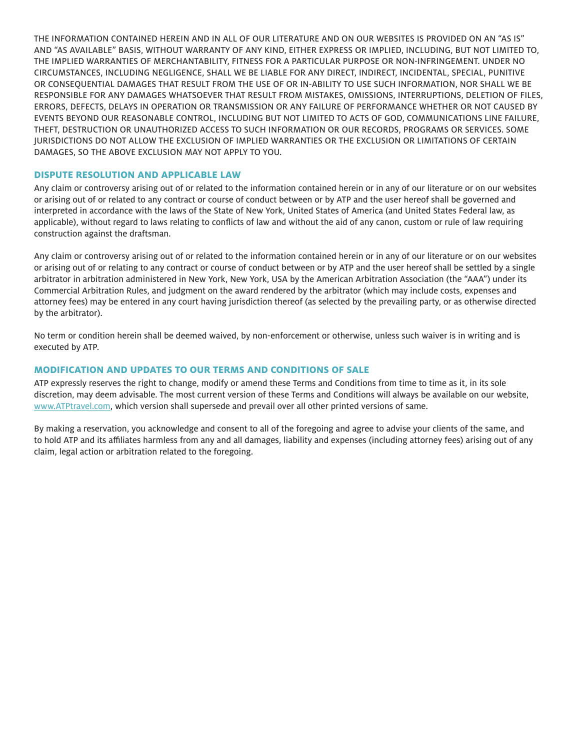THE INFORMATION CONTAINED HEREIN AND IN ALL OF OUR LITERATURE AND ON OUR WEBSITES IS PROVIDED ON AN "AS IS" AND "AS AVAILABLE" BASIS, WITHOUT WARRANTY OF ANY KIND, EITHER EXPRESS OR IMPLIED, INCLUDING, BUT NOT LIMITED TO, THE IMPLIED WARRANTIES OF MERCHANTABILITY, FITNESS FOR A PARTICULAR PURPOSE OR NON-INFRINGEMENT. UNDER NO CIRCUMSTANCES, INCLUDING NEGLIGENCE, SHALL WE BE LIABLE FOR ANY DIRECT, INDIRECT, INCIDENTAL, SPECIAL, PUNITIVE OR CONSEQUENTIAL DAMAGES THAT RESULT FROM THE USE OF OR IN-ABILITY TO USE SUCH INFORMATION, NOR SHALL WE BE RESPONSIBLE FOR ANY DAMAGES WHATSOEVER THAT RESULT FROM MISTAKES, OMISSIONS, INTERRUPTIONS, DELETION OF FILES, ERRORS, DEFECTS, DELAYS IN OPERATION OR TRANSMISSION OR ANY FAILURE OF PERFORMANCE WHETHER OR NOT CAUSED BY EVENTS BEYOND OUR REASONABLE CONTROL, INCLUDING BUT NOT LIMITED TO ACTS OF GOD, COMMUNICATIONS LINE FAILURE, THEFT, DESTRUCTION OR UNAUTHORIZED ACCESS TO SUCH INFORMATION OR OUR RECORDS, PROGRAMS OR SERVICES. SOME JURISDICTIONS DO NOT ALLOW THE EXCLUSION OF IMPLIED WARRANTIES OR THE EXCLUSION OR LIMITATIONS OF CERTAIN DAMAGES, SO THE ABOVE EXCLUSION MAY NOT APPLY TO YOU.

## DISPUTE RESOLUTION AND APPLICABLE LAW

Any claim or controversy arising out of or related to the information contained herein or in any of our literature or on our websites or arising out of or related to any contract or course of conduct between or by ATP and the user hereof shall be governed and interpreted in accordance with the laws of the State of New York, United States of America (and United States Federal law, as applicable), without regard to laws relating to conflicts of law and without the aid of any canon, custom or rule of law requiring construction against the draftsman.

Any claim or controversy arising out of or related to the information contained herein or in any of our literature or on our websites or arising out of or relating to any contract or course of conduct between or by ATP and the user hereof shall be settled by a single arbitrator in arbitration administered in New York, New York, USA by the American Arbitration Association (the "AAA") under its Commercial Arbitration Rules, and judgment on the award rendered by the arbitrator (which may include costs, expenses and attorney fees) may be entered in any court having jurisdiction thereof (as selected by the prevailing party, or as otherwise directed by the arbitrator).

No term or condition herein shall be deemed waived, by non-enforcement or otherwise, unless such waiver is in writing and is executed by ATP.

## MODIFICATION AND UPDATES TO OUR TERMS AND CONDITIONS OF SALE

ATP expressly reserves the right to change, modify or amend these Terms and Conditions from time to time as it, in its sole discretion, may deem advisable. The most current version of these Terms and Conditions will always be available on our website, www.ATPtravel.com, which version shall supersede and prevail over all other printed versions of same.

By making a reservation, you acknowledge and consent to all of the foregoing and agree to advise your clients of the same, and to hold ATP and its affiliates harmless from any and all damages, liability and expenses (including attorney fees) arising out of any claim, legal action or arbitration related to the foregoing.